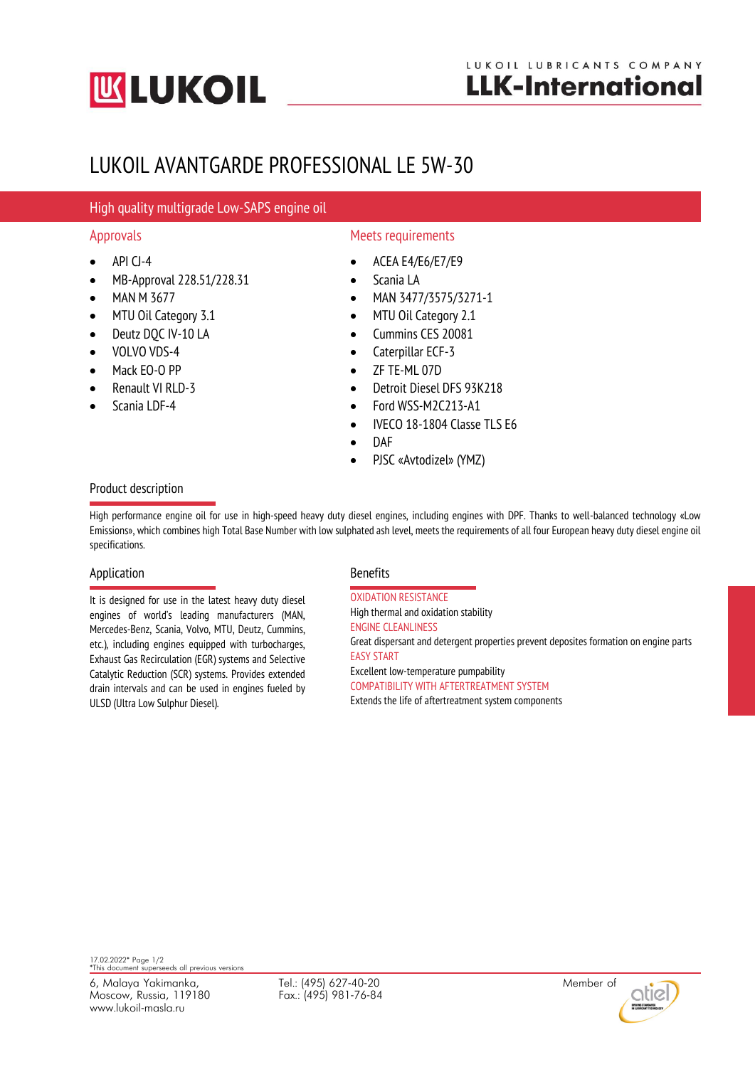# LUKOIL AVANTGARDE PROFESSIONAL LE 5W-30

## High quality multigrade Low-SAPS engine oil

### Approvals

- API CJ-4
- MB-Approval 228.51/228.31
- MAN M 3677
- MTU Oil Category 3.1
- Deutz DQC IV-10 LA
- VOLVO VDS-4
- Mack EO-O PP
- Renault VI RLD-3
- Scania LDF-4

### Meets requirements

- ACEA E4/E6/E7/E9
- Scania LA
- MAN 3477/3575/3271-1
- MTU Oil Category 2.1
- Cummins CES 20081
- Caterpillar ECF-3
- ZF TE-ML 07D
- Detroit Diesel DFS 93K218
- Ford WSS-M2C213-A1
- IVECO 18-1804 Classe TLS E6
- DAF
- PJSC «Avtodizel» (YMZ)

### Product description

High performance engine oil for use in high-speed heavy duty diesel engines, including engines with DPF. Thanks to well-balanced technology «Low Emissions», which combines high Total Base Number with low sulphated ash level, meets the requirements of all four European heavy duty diesel engine oil specifications.

### Application

It is designed for use in the latest heavy duty diesel engines of world's leading manufacturers (MAN, Mercedes-Benz, Scania, Volvo, MTU, Deutz, Cummins, etc.), including engines equipped with turbocharges, Exhaust Gas Recirculation (EGR) systems and Selective Catalytic Reduction (SCR) systems. Provides extended drain intervals and can be used in engines fueled by ULSD (Ultra Low Sulphur Diesel).

### Benefits

OXIDATION RESISTANCE
High thermal and oxidation stability

ENGINE CLEANLINESS
Great dispersant and detergent properties prevent deposites formation on engine parts

EASY START
Excellent low-temperature pumpability

COMPATIBILITY WITH AFTERTREATMENT SYSTEM
Extends the life of aftertreatment system components

17.02.2022*
*This document superseeds all previous versions

6, Malaya Yakimanka,
Moscow, Russia, 119180
www.lukoil-masla.ru

Tel.: (495) 627-40-20
Fax.: (495) 981-76-84

Member of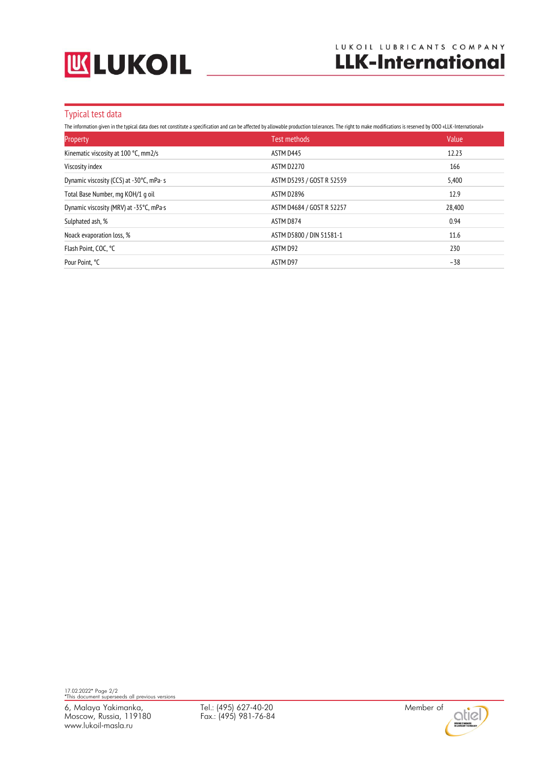## Typical test data

The information given in the typical data does not constitute a specification and can be affected by allowable production tolerances. The right to make modifications is reserved by OOO «LLK-International»

| Property | Test methods | Value |
|---|---|---|
| Kinematic viscosity at 100 °C, mm2/s | ASTM D445 | 12.23 |
| Viscosity index | ASTM D2270 | 166 |
| Dynamic viscosity (CCS) at -30°C, mPa· s | ASTM D5293 / GOST R 52559 | 5,400 |
| Total Base Number, mg KOH/1 g oil | ASTM D2896 | 12.9 |
| Dynamic viscosity (MRV) at -35°C, mPa·s | ASTM D4684 / GOST R 52257 | 28,400 |
| Sulphated ash, % | ASTM D874 | 0.94 |
| Noack evaporation loss, % | ASTM D5800 / DIN 51581-1 | 11.6 |
| Flash Point, COC, °C | ASTM D92 | 230 |
| Pour Point, °C | ASTM D97 | −38 |

17.02.2022* Page 2/2
*This document superseeds all previous versions

6, Malaya Yakimanka,
Moscow, Russia, 119180
www.lukoil-masla.ru

Tel.: (495) 627-40-20
Fax.: (495) 981-76-84

Member of